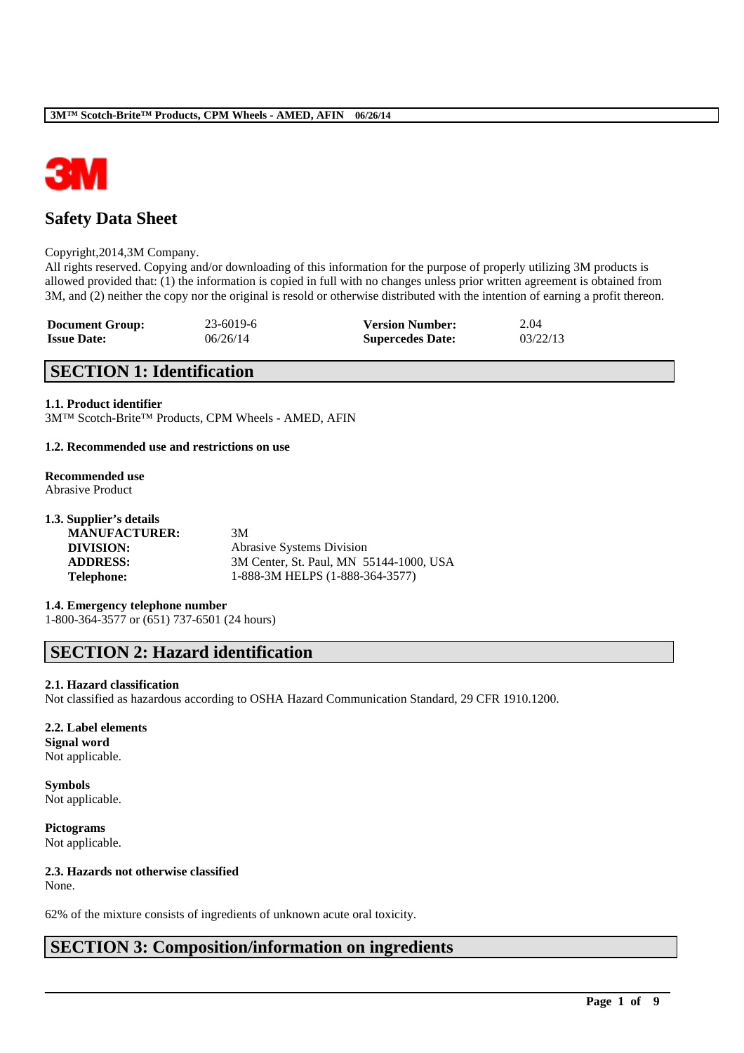# Safety Data Sheet

Copyright,2014,3M Company.
All rights reserved. Copying and/or downloading of this information for the purpose of properly utilizing 3M products is allowed provided that: (1) the information is copied in full with no changes unless prior written agreement is obtained from 3M, and (2) neither the copy nor the original is resold or otherwise distributed with the intention of earning a profit thereon.

| | | | |
|---|---|---|---|
| **Document Group:** | 23-6019-6 | **Version Number:** | 2.04 |
| **Issue Date:** | 06/26/14 | **Supercedes Date:** | 03/22/13 |

## SECTION 1: Identification

**1.1. Product identifier**
3M™ Scotch-Brite™ Products, CPM Wheels - AMED, AFIN

**1.2. Recommended use and restrictions on use**

**Recommended use**
Abrasive Product

**1.3. Supplier's details**

| | |
|---|---|
| **MANUFACTURER:** | 3M |
| **DIVISION:** | Abrasive Systems Division |
| **ADDRESS:** | 3M Center, St. Paul, MN 55144-1000, USA |
| **Telephone:** | 1-888-3M HELPS (1-888-364-3577) |

**1.4. Emergency telephone number**
1-800-364-3577 or (651) 737-6501 (24 hours)

## SECTION 2: Hazard identification

**2.1. Hazard classification**
Not classified as hazardous according to OSHA Hazard Communication Standard, 29 CFR 1910.1200.

**2.2. Label elements**
**Signal word**
Not applicable.

**Symbols**
Not applicable.

**Pictograms**
Not applicable.

**2.3. Hazards not otherwise classified**
None.

62% of the mixture consists of ingredients of unknown acute oral toxicity.

## SECTION 3: Composition/information on ingredients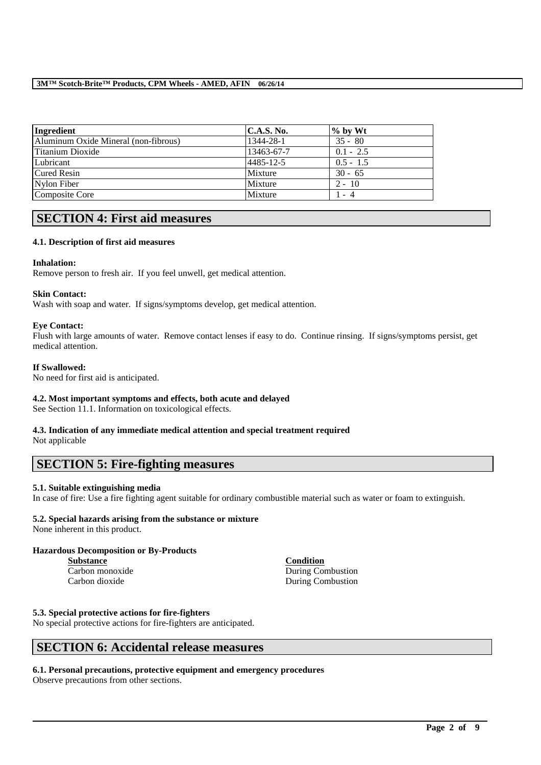| Ingredient | C.A.S. No. | % by Wt |
| --- | --- | --- |
| Aluminum Oxide Mineral (non-fibrous) | 1344-28-1 | 35 - 80 |
| Titanium Dioxide | 13463-67-7 | 0.1 - 2.5 |
| Lubricant | 4485-12-5 | 0.5 - 1.5 |
| Cured Resin | Mixture | 30 - 65 |
| Nylon Fiber | Mixture | 2 - 10 |
| Composite Core | Mixture | 1 - 4 |

## SECTION 4: First aid measures

### 4.1. Description of first aid measures

**Inhalation:**
Remove person to fresh air. If you feel unwell, get medical attention.

**Skin Contact:**
Wash with soap and water. If signs/symptoms develop, get medical attention.

**Eye Contact:**
Flush with large amounts of water. Remove contact lenses if easy to do. Continue rinsing. If signs/symptoms persist, get medical attention.

**If Swallowed:**
No need for first aid is anticipated.

### 4.2. Most important symptoms and effects, both acute and delayed

See Section 11.1. Information on toxicological effects.

### 4.3. Indication of any immediate medical attention and special treatment required

Not applicable

## SECTION 5: Fire-fighting measures

### 5.1. Suitable extinguishing media

In case of fire: Use a fire fighting agent suitable for ordinary combustible material such as water or foam to extinguish.

### 5.2. Special hazards arising from the substance or mixture

None inherent in this product.

**Hazardous Decomposition or By-Products**

| Substance | Condition |
| --- | --- |
| Carbon monoxide | During Combustion |
| Carbon dioxide | During Combustion |

### 5.3. Special protective actions for fire-fighters

No special protective actions for fire-fighters are anticipated.

## SECTION 6: Accidental release measures

### 6.1. Personal precautions, protective equipment and emergency procedures

Observe precautions from other sections.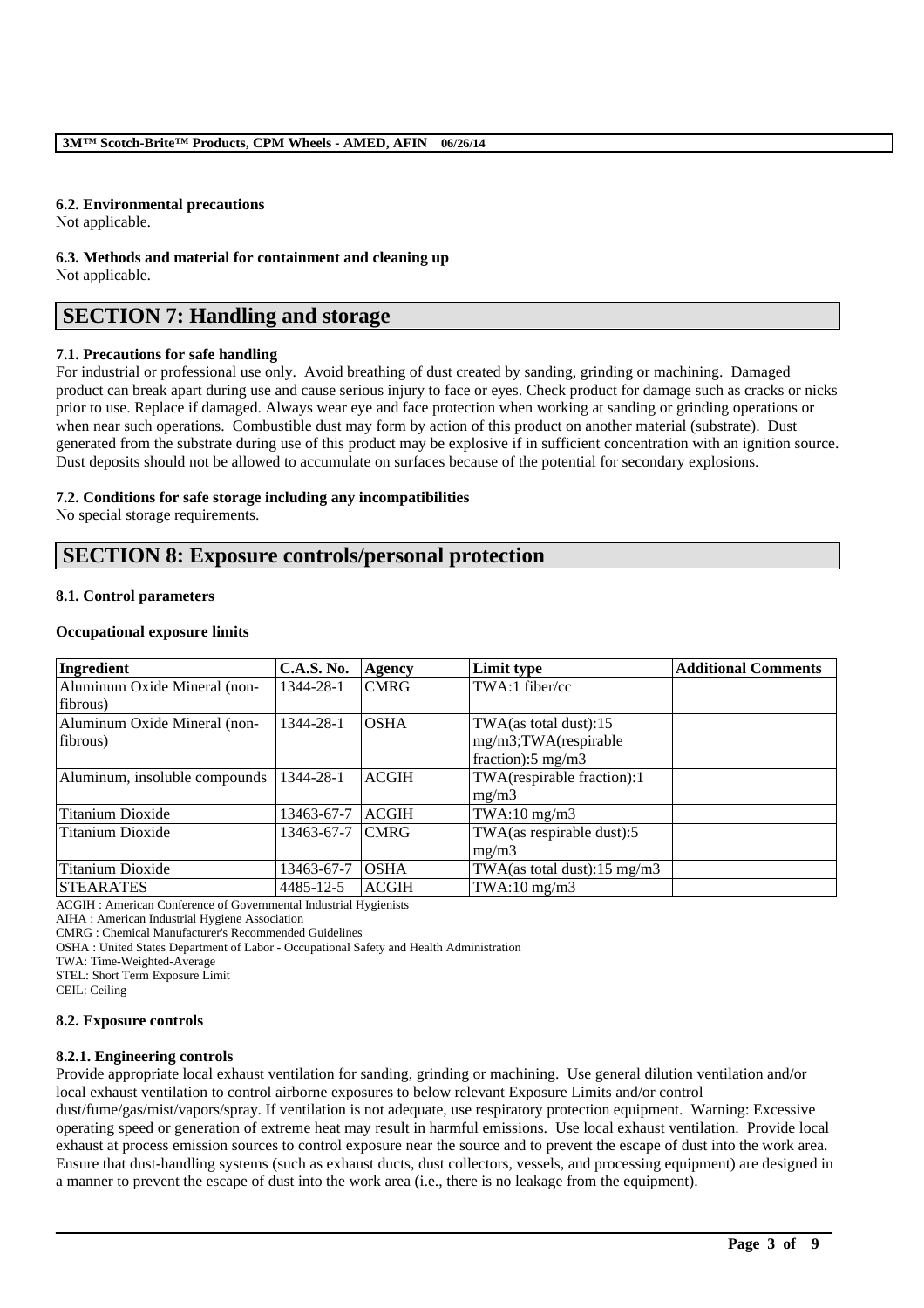#### 6.2. Environmental precautions
Not applicable.

#### 6.3. Methods and material for containment and cleaning up
Not applicable.

## SECTION 7: Handling and storage

#### 7.1. Precautions for safe handling
For industrial or professional use only. Avoid breathing of dust created by sanding, grinding or machining. Damaged product can break apart during use and cause serious injury to face or eyes. Check product for damage such as cracks or nicks prior to use. Replace if damaged. Always wear eye and face protection when working at sanding or grinding operations or when near such operations. Combustible dust may form by action of this product on another material (substrate). Dust generated from the substrate during use of this product may be explosive if in sufficient concentration with an ignition source. Dust deposits should not be allowed to accumulate on surfaces because of the potential for secondary explosions.

#### 7.2. Conditions for safe storage including any incompatibilities
No special storage requirements.

## SECTION 8: Exposure controls/personal protection

#### 8.1. Control parameters

**Occupational exposure limits**

| Ingredient | C.A.S. No. | Agency | Limit type | Additional Comments |
|---|---|---|---|---|
| Aluminum Oxide Mineral (non-fibrous) | 1344-28-1 | CMRG | TWA:1 fiber/cc | |
| Aluminum Oxide Mineral (non-fibrous) | 1344-28-1 | OSHA | TWA(as total dust):15 mg/m3;TWA(respirable fraction):5 mg/m3 | |
| Aluminum, insoluble compounds | 1344-28-1 | ACGIH | TWA(respirable fraction):1 mg/m3 | |
| Titanium Dioxide | 13463-67-7 | ACGIH | TWA:10 mg/m3 | |
| Titanium Dioxide | 13463-67-7 | CMRG | TWA(as respirable dust):5 mg/m3 | |
| Titanium Dioxide | 13463-67-7 | OSHA | TWA(as total dust):15 mg/m3 | |
| STEARATES | 4485-12-5 | ACGIH | TWA:10 mg/m3 | |

ACGIH : American Conference of Governmental Industrial Hygienists
AIHA : American Industrial Hygiene Association
CMRG : Chemical Manufacturer's Recommended Guidelines
OSHA : United States Department of Labor - Occupational Safety and Health Administration
TWA: Time-Weighted-Average
STEL: Short Term Exposure Limit
CEIL: Ceiling

#### 8.2. Exposure controls

#### 8.2.1. Engineering controls
Provide appropriate local exhaust ventilation for sanding, grinding or machining. Use general dilution ventilation and/or local exhaust ventilation to control airborne exposures to below relevant Exposure Limits and/or control dust/fume/gas/mist/vapors/spray. If ventilation is not adequate, use respiratory protection equipment. Warning: Excessive operating speed or generation of extreme heat may result in harmful emissions. Use local exhaust ventilation. Provide local exhaust at process emission sources to control exposure near the source and to prevent the escape of dust into the work area. Ensure that dust-handling systems (such as exhaust ducts, dust collectors, vessels, and processing equipment) are designed in a manner to prevent the escape of dust into the work area (i.e., there is no leakage from the equipment).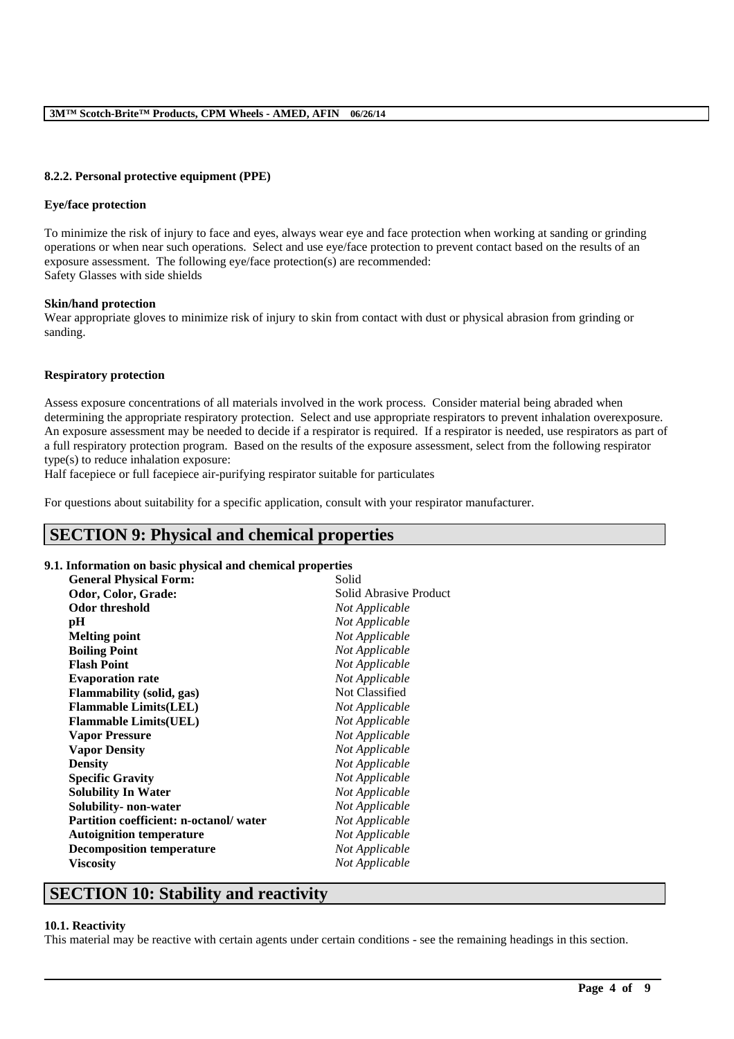### 8.2.2. Personal protective equipment (PPE)

**Eye/face protection**

To minimize the risk of injury to face and eyes, always wear eye and face protection when working at sanding or grinding operations or when near such operations. Select and use eye/face protection to prevent contact based on the results of an exposure assessment. The following eye/face protection(s) are recommended:
Safety Glasses with side shields

**Skin/hand protection**
Wear appropriate gloves to minimize risk of injury to skin from contact with dust or physical abrasion from grinding or sanding.

**Respiratory protection**

Assess exposure concentrations of all materials involved in the work process. Consider material being abraded when determining the appropriate respiratory protection. Select and use appropriate respirators to prevent inhalation overexposure. An exposure assessment may be needed to decide if a respirator is required. If a respirator is needed, use respirators as part of a full respiratory protection program. Based on the results of the exposure assessment, select from the following respirator type(s) to reduce inhalation exposure:
Half facepiece or full facepiece air-purifying respirator suitable for particulates

For questions about suitability for a specific application, consult with your respirator manufacturer.

## SECTION 9: Physical and chemical properties

### 9.1. Information on basic physical and chemical properties

| Property | Value |
|---|---|
| **General Physical Form:** | Solid |
| **Odor, Color, Grade:** | Solid Abrasive Product |
| **Odor threshold** | *Not Applicable* |
| **pH** | *Not Applicable* |
| **Melting point** | *Not Applicable* |
| **Boiling Point** | *Not Applicable* |
| **Flash Point** | *Not Applicable* |
| **Evaporation rate** | *Not Applicable* |
| **Flammability (solid, gas)** | Not Classified |
| **Flammable Limits(LEL)** | *Not Applicable* |
| **Flammable Limits(UEL)** | *Not Applicable* |
| **Vapor Pressure** | *Not Applicable* |
| **Vapor Density** | *Not Applicable* |
| **Density** | *Not Applicable* |
| **Specific Gravity** | *Not Applicable* |
| **Solubility In Water** | *Not Applicable* |
| **Solubility- non-water** | *Not Applicable* |
| **Partition coefficient: n-octanol/ water** | *Not Applicable* |
| **Autoignition temperature** | *Not Applicable* |
| **Decomposition temperature** | *Not Applicable* |
| **Viscosity** | *Not Applicable* |

## SECTION 10: Stability and reactivity

### 10.1. Reactivity
This material may be reactive with certain agents under certain conditions - see the remaining headings in this section.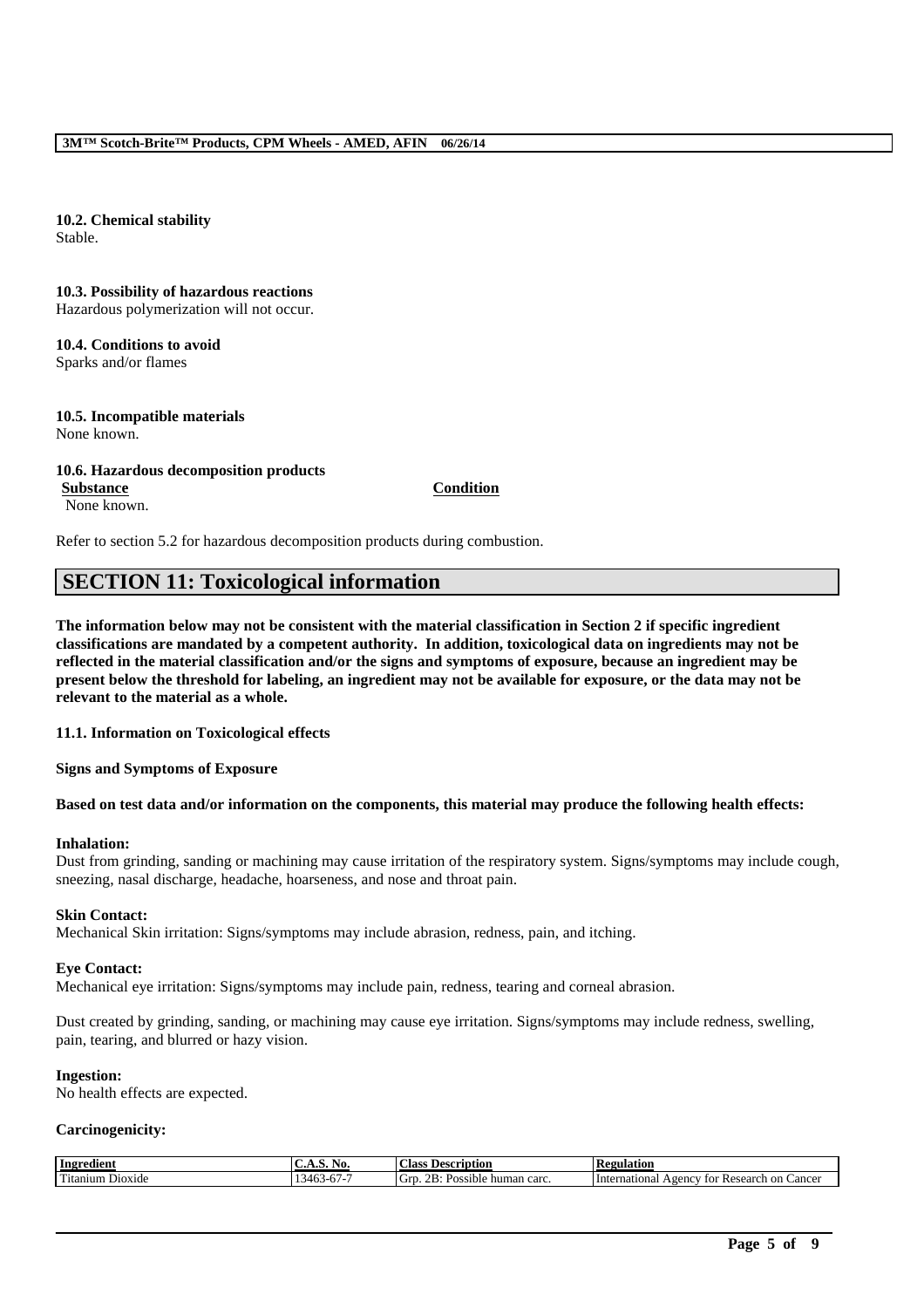**10.2. Chemical stability**
Stable.

**10.3. Possibility of hazardous reactions**
Hazardous polymerization will not occur.

**10.4. Conditions to avoid**
Sparks and/or flames

**10.5. Incompatible materials**
None known.

**10.6. Hazardous decomposition products**

| Substance | Condition |
|---|---|
| None known. | |

Refer to section 5.2 for hazardous decomposition products during combustion.

## SECTION 11: Toxicological information

**The information below may not be consistent with the material classification in Section 2 if specific ingredient classifications are mandated by a competent authority. In addition, toxicological data on ingredients may not be reflected in the material classification and/or the signs and symptoms of exposure, because an ingredient may be present below the threshold for labeling, an ingredient may not be available for exposure, or the data may not be relevant to the material as a whole.**

**11.1. Information on Toxicological effects**

**Signs and Symptoms of Exposure**

**Based on test data and/or information on the components, this material may produce the following health effects:**

**Inhalation:**
Dust from grinding, sanding or machining may cause irritation of the respiratory system. Signs/symptoms may include cough, sneezing, nasal discharge, headache, hoarseness, and nose and throat pain.

**Skin Contact:**
Mechanical Skin irritation: Signs/symptoms may include abrasion, redness, pain, and itching.

**Eye Contact:**
Mechanical eye irritation: Signs/symptoms may include pain, redness, tearing and corneal abrasion.

Dust created by grinding, sanding, or machining may cause eye irritation. Signs/symptoms may include redness, swelling, pain, tearing, and blurred or hazy vision.

**Ingestion:**
No health effects are expected.

**Carcinogenicity:**

| Ingredient | C.A.S. No. | Class Description | Regulation |
|---|---|---|---|
| Titanium Dioxide | 13463-67-7 | Grp. 2B: Possible human carc. | International Agency for Research on Cancer |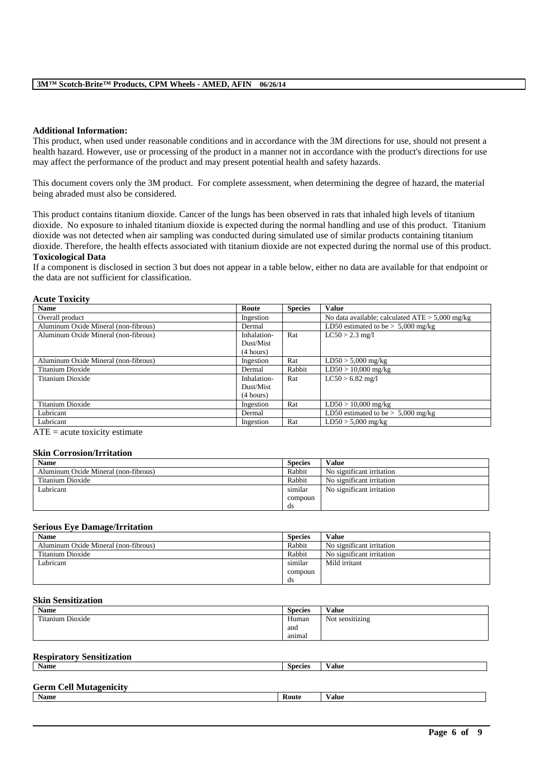**Additional Information:**

This product, when used under reasonable conditions and in accordance with the 3M directions for use, should not present a health hazard. However, use or processing of the product in a manner not in accordance with the product's directions for use may affect the performance of the product and may present potential health and safety hazards.

This document covers only the 3M product. For complete assessment, when determining the degree of hazard, the material being abraded must also be considered.

This product contains titanium dioxide. Cancer of the lungs has been observed in rats that inhaled high levels of titanium dioxide. No exposure to inhaled titanium dioxide is expected during the normal handling and use of this product. Titanium dioxide was not detected when air sampling was conducted during simulated use of similar products containing titanium dioxide. Therefore, the health effects associated with titanium dioxide are not expected during the normal use of this product.

**Toxicological Data**

If a component is disclosed in section 3 but does not appear in a table below, either no data are available for that endpoint or the data are not sufficient for classification.

**Acute Toxicity**

| Name | Route | Species | Value |
|---|---|---|---|
| Overall product | Ingestion | | No data available; calculated ATE > 5,000 mg/kg |
| Aluminum Oxide Mineral (non-fibrous) | Dermal | | LD50 estimated to be > 5,000 mg/kg |
| Aluminum Oxide Mineral (non-fibrous) | Inhalation-Dust/Mist (4 hours) | Rat | LC50 > 2.3 mg/l |
| Aluminum Oxide Mineral (non-fibrous) | Ingestion | Rat | LD50 > 5,000 mg/kg |
| Titanium Dioxide | Dermal | Rabbit | LD50 > 10,000 mg/kg |
| Titanium Dioxide | Inhalation-Dust/Mist (4 hours) | Rat | LC50 > 6.82 mg/l |
| Titanium Dioxide | Ingestion | Rat | LD50 > 10,000 mg/kg |
| Lubricant | Dermal | | LD50 estimated to be > 5,000 mg/kg |
| Lubricant | Ingestion | Rat | LD50 > 5,000 mg/kg |

ATE = acute toxicity estimate

**Skin Corrosion/Irritation**

| Name | Species | Value |
|---|---|---|
| Aluminum Oxide Mineral (non-fibrous) | Rabbit | No significant irritation |
| Titanium Dioxide | Rabbit | No significant irritation |
| Lubricant | similar compounds | No significant irritation |

**Serious Eye Damage/Irritation**

| Name | Species | Value |
|---|---|---|
| Aluminum Oxide Mineral (non-fibrous) | Rabbit | No significant irritation |
| Titanium Dioxide | Rabbit | No significant irritation |
| Lubricant | similar compounds | Mild irritant |

**Skin Sensitization**

| Name | Species | Value |
|---|---|---|
| Titanium Dioxide | Human and animal | Not sensitizing |

**Respiratory Sensitization**

| Name | Species | Value |
|---|---|---|

**Germ Cell Mutagenicity**

| Name | Route | Value |
|---|---|---|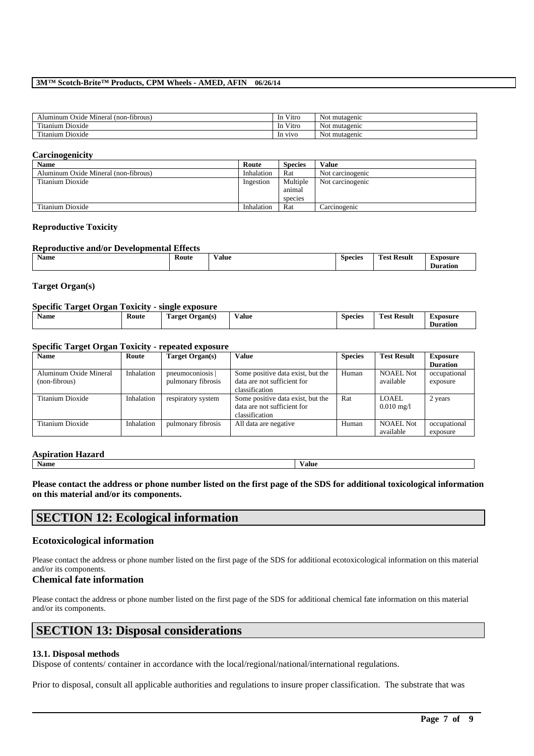| Aluminum Oxide Mineral (non-fibrous) | In Vitro | Not mutagenic |
|---|---|---|
| Titanium Dioxide | In Vitro | Not mutagenic |
| Titanium Dioxide | In vivo | Not mutagenic |

**Carcinogenicity**

| Name | Route | Species | Value |
|---|---|---|---|
| Aluminum Oxide Mineral (non-fibrous) | Inhalation | Rat | Not carcinogenic |
| Titanium Dioxide | Ingestion | Multiple animal species | Not carcinogenic |
| Titanium Dioxide | Inhalation | Rat | Carcinogenic |

**Reproductive Toxicity**

**Reproductive and/or Developmental Effects**

| Name | Route | Value | Species | Test Result | Exposure Duration |
|---|---|---|---|---|---|

**Target Organ(s)**

**Specific Target Organ Toxicity - single exposure**

| Name | Route | Target Organ(s) | Value | Species | Test Result | Exposure Duration |
|---|---|---|---|---|---|---|

**Specific Target Organ Toxicity - repeated exposure**

| Name | Route | Target Organ(s) | Value | Species | Test Result | Exposure Duration |
|---|---|---|---|---|---|---|
| Aluminum Oxide Mineral (non-fibrous) | Inhalation | pneumoconiosis \| pulmonary fibrosis | Some positive data exist, but the data are not sufficient for classification | Human | NOAEL Not available | occupational exposure |
| Titanium Dioxide | Inhalation | respiratory system | Some positive data exist, but the data are not sufficient for classification | Rat | LOAEL 0.010 mg/l | 2 years |
| Titanium Dioxide | Inhalation | pulmonary fibrosis | All data are negative | Human | NOAEL Not available | occupational exposure |

**Aspiration Hazard**

| Name | Value |
|---|---|

**Please contact the address or phone number listed on the first page of the SDS for additional toxicological information on this material and/or its components.**

# SECTION 12: Ecological information

### Ecotoxicological information

Please contact the address or phone number listed on the first page of the SDS for additional ecotoxicological information on this material and/or its components.

### Chemical fate information

Please contact the address or phone number listed on the first page of the SDS for additional chemical fate information on this material and/or its components.

# SECTION 13: Disposal considerations

**13.1. Disposal methods**

Dispose of contents/ container in accordance with the local/regional/national/international regulations.

Prior to disposal, consult all applicable authorities and regulations to insure proper classification. The substrate that was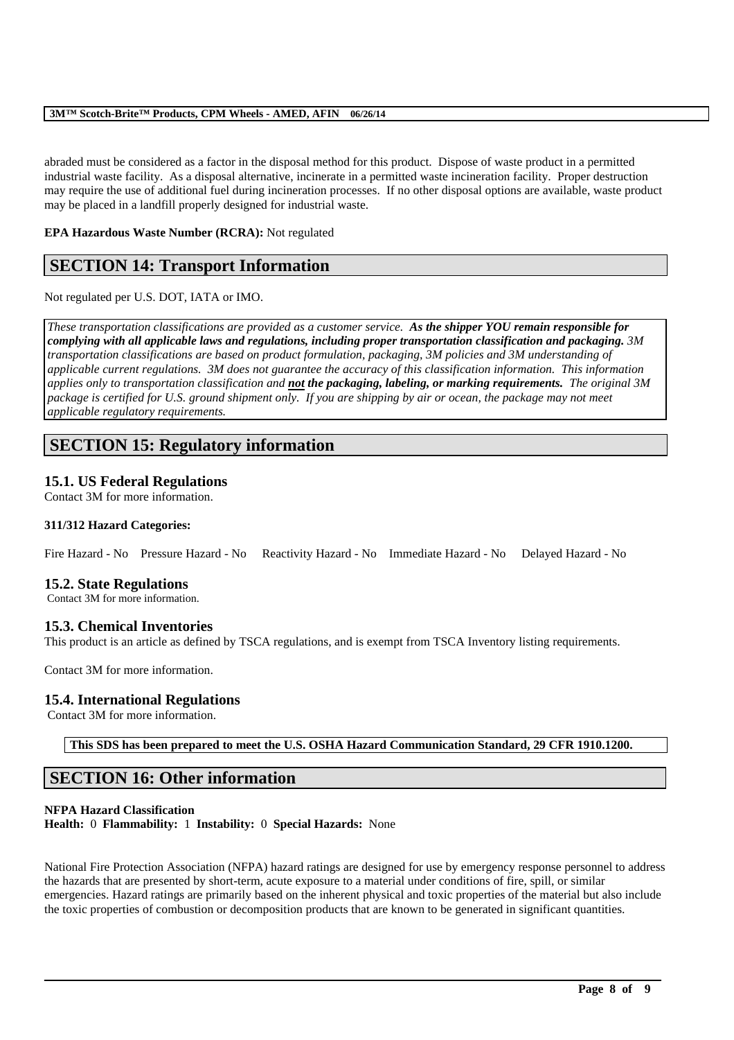abraded must be considered as a factor in the disposal method for this product. Dispose of waste product in a permitted industrial waste facility. As a disposal alternative, incinerate in a permitted waste incineration facility. Proper destruction may require the use of additional fuel during incineration processes. If no other disposal options are available, waste product may be placed in a landfill properly designed for industrial waste.

**EPA Hazardous Waste Number (RCRA):** Not regulated

## SECTION 14: Transport Information

Not regulated per U.S. DOT, IATA or IMO.

*These transportation classifications are provided as a customer service.* ***As the shipper YOU remain responsible for complying with all applicable laws and regulations, including proper transportation classification and packaging.*** *3M transportation classifications are based on product formulation, packaging, 3M policies and 3M understanding of applicable current regulations. 3M does not guarantee the accuracy of this classification information. This information applies only to transportation classification and* ***not the packaging, labeling, or marking requirements.*** *The original 3M package is certified for U.S. ground shipment only. If you are shipping by air or ocean, the package may not meet applicable regulatory requirements.*

## SECTION 15: Regulatory information

### 15.1. US Federal Regulations

Contact 3M for more information.

**311/312 Hazard Categories:**

Fire Hazard - No Pressure Hazard - No Reactivity Hazard - No Immediate Hazard - No Delayed Hazard - No

### 15.2. State Regulations

Contact 3M for more information.

### 15.3. Chemical Inventories

This product is an article as defined by TSCA regulations, and is exempt from TSCA Inventory listing requirements.

Contact 3M for more information.

### 15.4. International Regulations

Contact 3M for more information.

**This SDS has been prepared to meet the U.S. OSHA Hazard Communication Standard, 29 CFR 1910.1200.**

## SECTION 16: Other information

**NFPA Hazard Classification**
**Health:** 0 **Flammability:** 1 **Instability:** 0 **Special Hazards:** None

National Fire Protection Association (NFPA) hazard ratings are designed for use by emergency response personnel to address the hazards that are presented by short-term, acute exposure to a material under conditions of fire, spill, or similar emergencies. Hazard ratings are primarily based on the inherent physical and toxic properties of the material but also include the toxic properties of combustion or decomposition products that are known to be generated in significant quantities.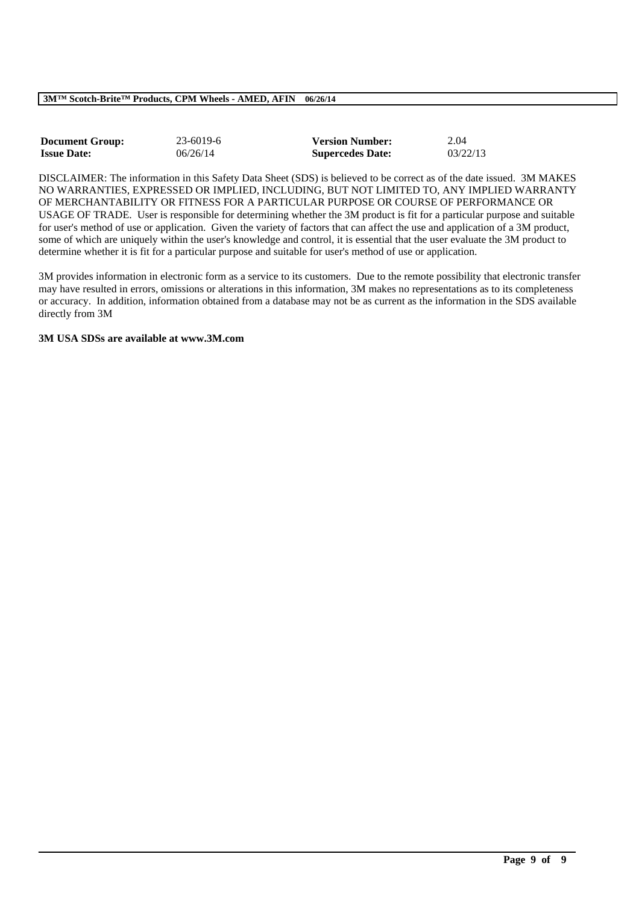| | | | |
|---|---|---|---|
| **Document Group:** | 23-6019-6 | **Version Number:** | 2.04 |
| **Issue Date:** | 06/26/14 | **Supercedes Date:** | 03/22/13 |

DISCLAIMER: The information in this Safety Data Sheet (SDS) is believed to be correct as of the date issued. 3M MAKES NO WARRANTIES, EXPRESSED OR IMPLIED, INCLUDING, BUT NOT LIMITED TO, ANY IMPLIED WARRANTY OF MERCHANTABILITY OR FITNESS FOR A PARTICULAR PURPOSE OR COURSE OF PERFORMANCE OR USAGE OF TRADE. User is responsible for determining whether the 3M product is fit for a particular purpose and suitable for user's method of use or application. Given the variety of factors that can affect the use and application of a 3M product, some of which are uniquely within the user's knowledge and control, it is essential that the user evaluate the 3M product to determine whether it is fit for a particular purpose and suitable for user's method of use or application.

3M provides information in electronic form as a service to its customers. Due to the remote possibility that electronic transfer may have resulted in errors, omissions or alterations in this information, 3M makes no representations as to its completeness or accuracy. In addition, information obtained from a database may not be as current as the information in the SDS available directly from 3M

**3M USA SDSs are available at www.3M.com**